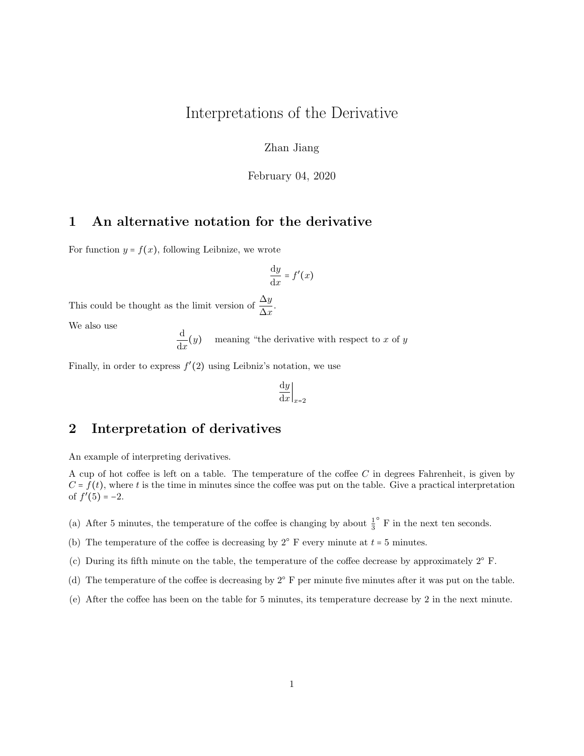// Interpretations of the Derivative

Zhan Jiang

February 04, 2020

## 1 An alternative notation for the derivative

For function $y = f(x)$, following Leibnize, we wrote

$$\frac{\mathrm{d}y}{\mathrm{d}x} = f'(x)$$

This could be thought as the limit version of $\dfrac{\Delta y}{\Delta x}$.

We also use

$$\frac{\mathrm{d}}{\mathrm{d}x}(y) \quad \text{meaning “the derivative with respect to } x \text{ of } y$$

Finally, in order to express $f'(2)$ using Leibniz's notation, we use

$$\left.\frac{\mathrm{d}y}{\mathrm{d}x}\right|_{x=2}$$

## 2 Interpretation of derivatives

An example of interpreting derivatives.

A cup of hot coffee is left on a table. The temperature of the coffee $C$ in degrees Fahrenheit, is given by $C = f(t)$, where $t$ is the time in minutes since the coffee was put on the table. Give a practical interpretation of $f'(5) = -2$.

(a) After 5 minutes, the temperature of the coffee is changing by about $\frac{1}{3}^{\circ}$ F in the next ten seconds.

(b) The temperature of the coffee is decreasing by $2^{\circ}$ F every minute at $t = 5$ minutes.

(c) During its fifth minute on the table, the temperature of the coffee decrease by approximately $2^{\circ}$ F.

(d) The temperature of the coffee is decreasing by $2^{\circ}$ F per minute five minutes after it was put on the table.

(e) After the coffee has been on the table for 5 minutes, its temperature decrease by 2 in the next minute.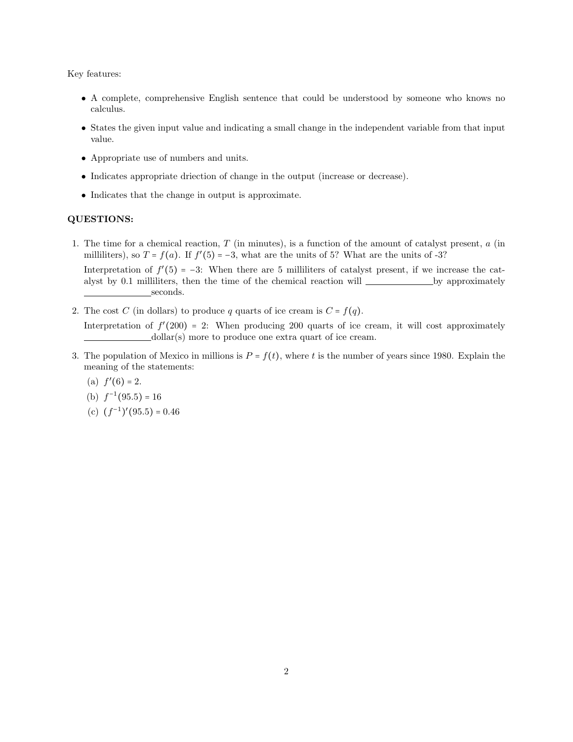Key features:

- A complete, comprehensive English sentence that could be understood by someone who knows no calculus.
- States the given input value and indicating a small change in the independent variable from that input value.
- Appropriate use of numbers and units.
- Indicates appropriate driection of change in the output (increase or decrease).
- Indicates that the change in output is approximate.

**QUESTIONS:**

1. The time for a chemical reaction, $T$ (in minutes), is a function of the amount of catalyst present, $a$ (in milliliters), so $T = f(a)$. If $f'(5) = -3$, what are the units of 5? What are the units of -3?

   Interpretation of $f'(5) = -3$: When there are 5 milliliters of catalyst present, if we increase the catalyst by 0.1 milliliters, then the time of the chemical reaction will \_\_\_\_\_\_\_\_\_\_\_\_\_\_by approximately \_\_\_\_\_\_\_\_\_\_\_\_\_\_seconds.

2. The cost $C$ (in dollars) to produce $q$ quarts of ice cream is $C = f(q)$.

   Interpretation of $f'(200) = 2$: When producing 200 quarts of ice cream, it will cost approximately \_\_\_\_\_\_\_\_\_\_\_\_\_\_dollar(s) more to produce one extra quart of ice cream.

3. The population of Mexico in millions is $P = f(t)$, where $t$ is the number of years since 1980. Explain the meaning of the statements:

   (a) $f'(6) = 2$.

   (b) $f^{-1}(95.5) = 16$

   (c) $(f^{-1})'(95.5) = 0.46$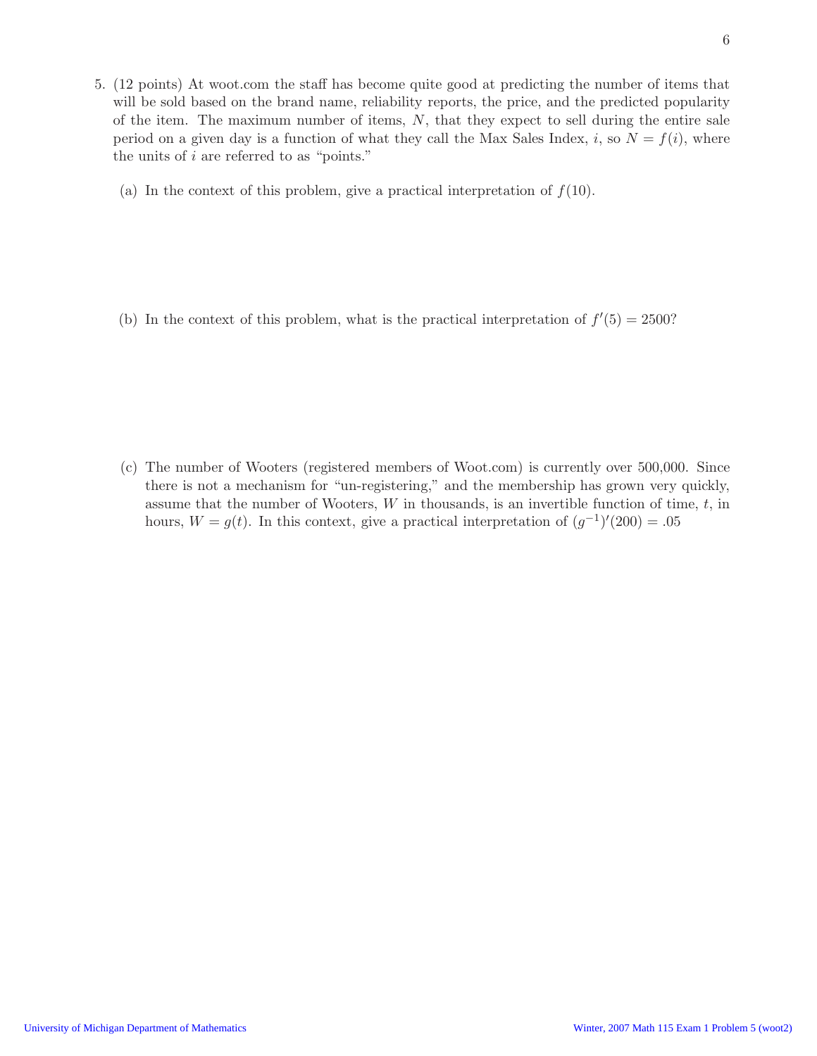5. (12 points) At woot.com the staff has become quite good at predicting the number of items that will be sold based on the brand name, reliability reports, the price, and the predicted popularity of the item. The maximum number of items, $N$, that they expect to sell during the entire sale period on a given day is a function of what they call the Max Sales Index, $i$, so $N = f(i)$, where the units of $i$ are referred to as "points."

   (a) In the context of this problem, give a practical interpretation of $f(10)$.

   (b) In the context of this problem, what is the practical interpretation of $f'(5) = 2500$?

   (c) The number of Wooters (registered members of Woot.com) is currently over 500,000. Since there is not a mechanism for "un-registering," and the membership has grown very quickly, assume that the number of Wooters, $W$ in thousands, is an invertible function of time, $t$, in hours, $W = g(t)$. In this context, give a practical interpretation of $(g^{-1})'(200) = .05$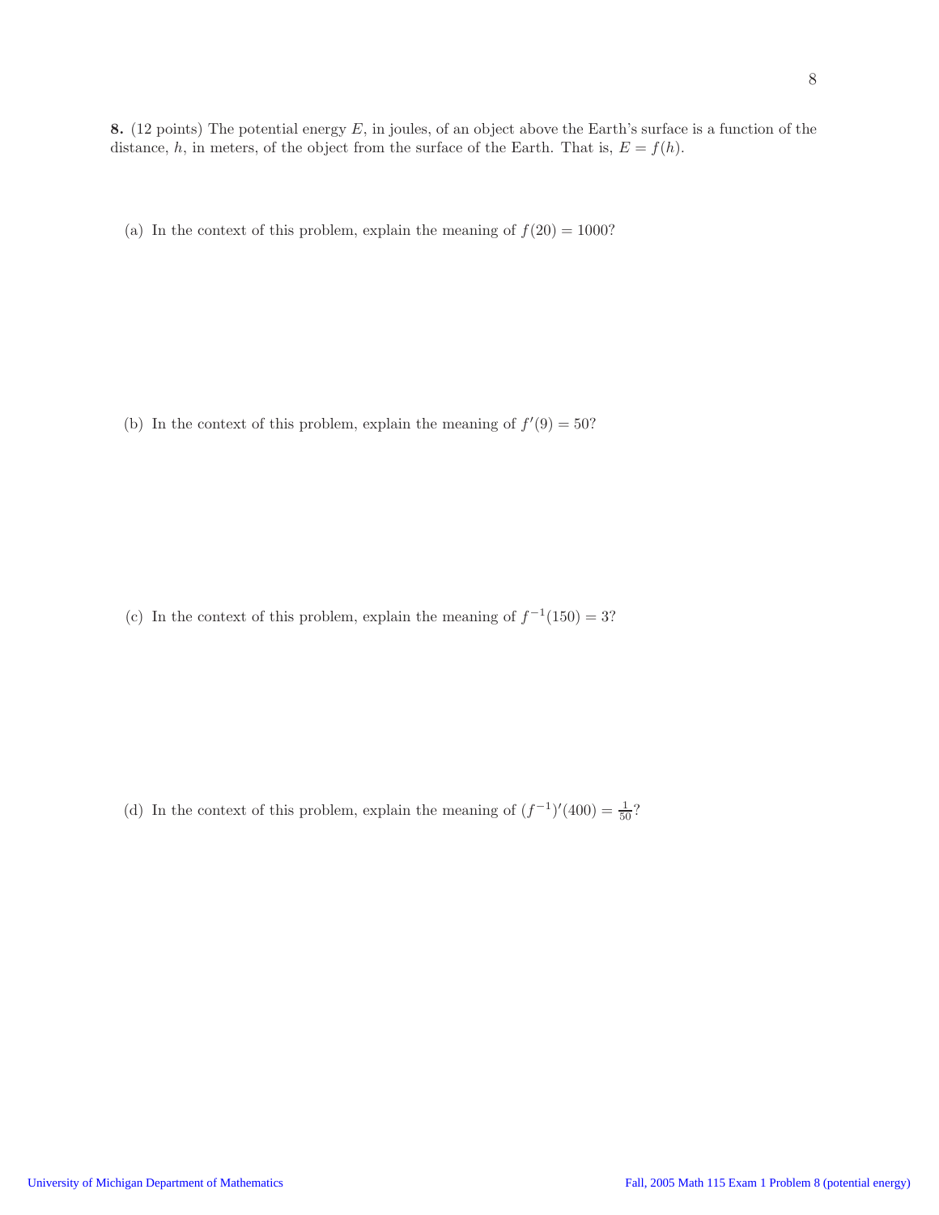**8.** (12 points) The potential energy $E$, in joules, of an object above the Earth's surface is a function of the distance, $h$, in meters, of the object from the surface of the Earth. That is, $E = f(h)$.

(a) In the context of this problem, explain the meaning of $f(20) = 1000$?

(b) In the context of this problem, explain the meaning of $f'(9) = 50$?

(c) In the context of this problem, explain the meaning of $f^{-1}(150) = 3$?

(d) In the context of this problem, explain the meaning of $(f^{-1})'(400) = \frac{1}{50}$?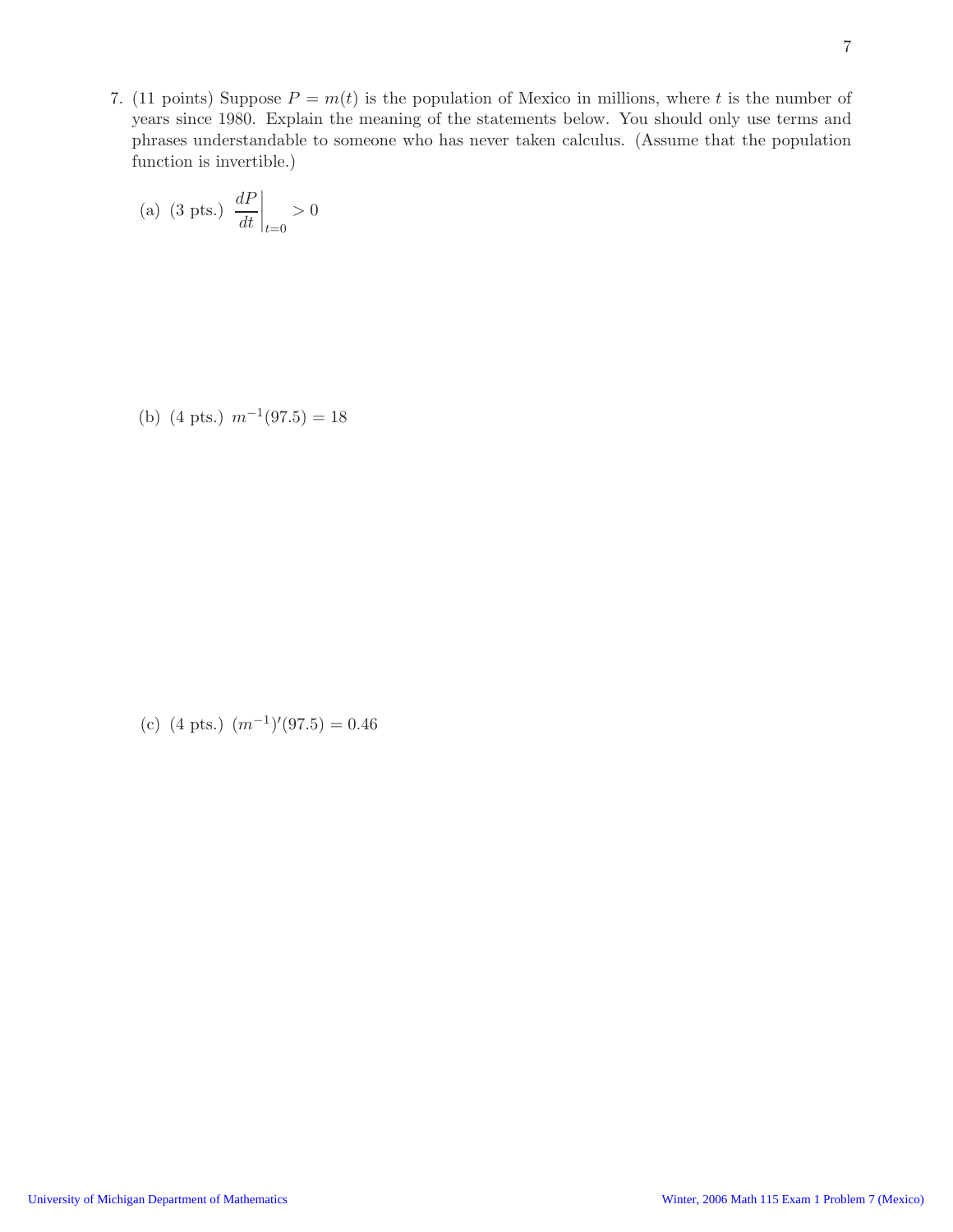7. (11 points) Suppose $P = m(t)$ is the population of Mexico in millions, where $t$ is the number of years since 1980. Explain the meaning of the statements below. You should only use terms and phrases understandable to someone who has never taken calculus. (Assume that the population function is invertible.)

   (a) (3 pts.) $\left.\dfrac{dP}{dt}\right|_{t=0} > 0$

   (b) (4 pts.) $m^{-1}(97.5) = 18$

   (c) (4 pts.) $(m^{-1})'(97.5) = 0.46$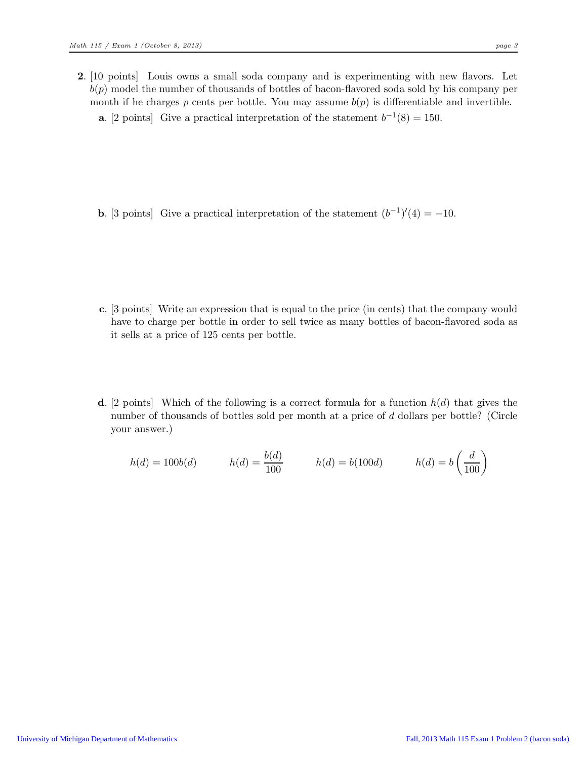**2**. [10 points] Louis owns a small soda company and is experimenting with new flavors. Let $b(p)$ model the number of thousands of bottles of bacon-flavored soda sold by his company per month if he charges $p$ cents per bottle. You may assume $b(p)$ is differentiable and invertible.

**a**. [2 points] Give a practical interpretation of the statement $b^{-1}(8) = 150$.

**b**. [3 points] Give a practical interpretation of the statement $(b^{-1})'(4) = -10$.

**c**. [3 points] Write an expression that is equal to the price (in cents) that the company would have to charge per bottle in order to sell twice as many bottles of bacon-flavored soda as it sells at a price of 125 cents per bottle.

**d**. [2 points] Which of the following is a correct formula for a function $h(d)$ that gives the number of thousands of bottles sold per month at a price of $d$ dollars per bottle? (Circle your answer.)

$$h(d) = 100b(d) \qquad h(d) = \frac{b(d)}{100} \qquad h(d) = b(100d) \qquad h(d) = b\left(\frac{d}{100}\right)$$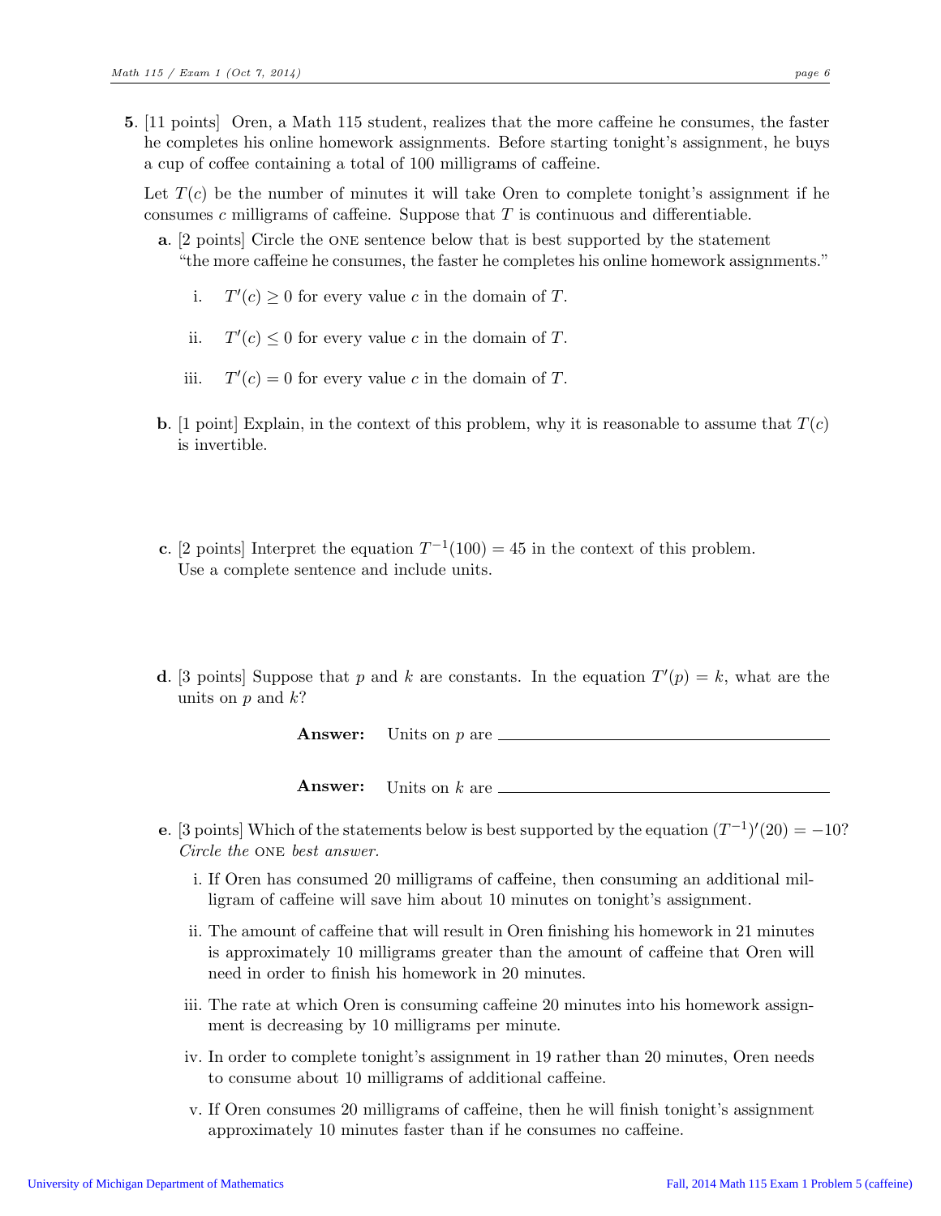**5**. [11 points] Oren, a Math 115 student, realizes that the more caffeine he consumes, the faster he completes his online homework assignments. Before starting tonight's assignment, he buys a cup of coffee containing a total of 100 milligrams of caffeine.

Let $T(c)$ be the number of minutes it will take Oren to complete tonight's assignment if he consumes $c$ milligrams of caffeine. Suppose that $T$ is continuous and differentiable.

**a**. [2 points] Circle the ONE sentence below that is best supported by the statement "the more caffeine he consumes, the faster he completes his online homework assignments."

i. $T'(c) \geq 0$ for every value $c$ in the domain of $T$.

ii. $T'(c) \leq 0$ for every value $c$ in the domain of $T$.

iii. $T'(c) = 0$ for every value $c$ in the domain of $T$.

**b**. [1 point] Explain, in the context of this problem, why it is reasonable to assume that $T(c)$ is invertible.

**c**. [2 points] Interpret the equation $T^{-1}(100) = 45$ in the context of this problem. Use a complete sentence and include units.

**d**. [3 points] Suppose that $p$ and $k$ are constants. In the equation $T'(p) = k$, what are the units on $p$ and $k$?

**Answer:** Units on $p$ are \_\_\_\_\_\_\_\_\_\_\_\_\_\_\_\_\_\_\_\_\_\_\_\_

**Answer:** Units on $k$ are \_\_\_\_\_\_\_\_\_\_\_\_\_\_\_\_\_\_\_\_\_\_\_\_

**e**. [3 points] Which of the statements below is best supported by the equation $(T^{-1})'(20) = -10$? *Circle the* ONE *best answer.*

i. If Oren has consumed 20 milligrams of caffeine, then consuming an additional milligram of caffeine will save him about 10 minutes on tonight's assignment.

ii. The amount of caffeine that will result in Oren finishing his homework in 21 minutes is approximately 10 milligrams greater than the amount of caffeine that Oren will need in order to finish his homework in 20 minutes.

iii. The rate at which Oren is consuming caffeine 20 minutes into his homework assignment is decreasing by 10 milligrams per minute.

iv. In order to complete tonight's assignment in 19 rather than 20 minutes, Oren needs to consume about 10 milligrams of additional caffeine.

v. If Oren consumes 20 milligrams of caffeine, then he will finish tonight's assignment approximately 10 minutes faster than if he consumes no caffeine.